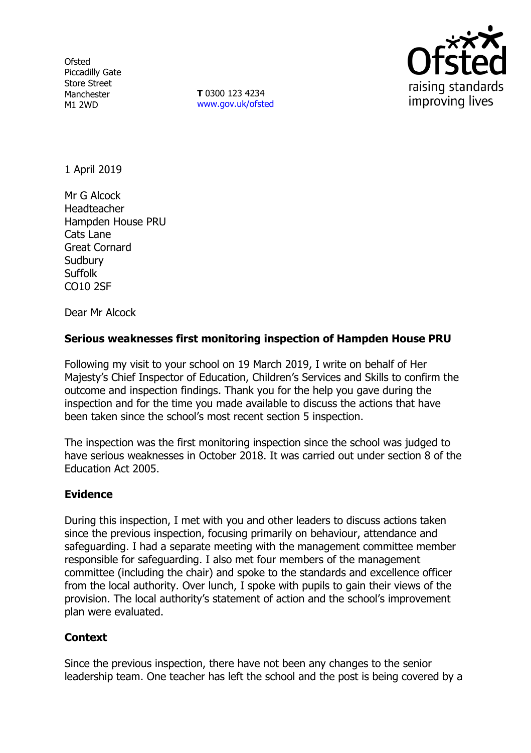Ofsted
Piccadilly Gate
Store Street
Manchester
M1 2WD

**T** 0300 123 4234
www.gov.uk/ofsted

1 April 2019

Mr G Alcock
Headteacher
Hampden House PRU
Cats Lane
Great Cornard
Sudbury
Suffolk
CO10 2SF

Dear Mr Alcock

**Serious weaknesses first monitoring inspection of Hampden House PRU**

Following my visit to your school on 19 March 2019, I write on behalf of Her Majesty's Chief Inspector of Education, Children's Services and Skills to confirm the outcome and inspection findings. Thank you for the help you gave during the inspection and for the time you made available to discuss the actions that have been taken since the school's most recent section 5 inspection.

The inspection was the first monitoring inspection since the school was judged to have serious weaknesses in October 2018. It was carried out under section 8 of the Education Act 2005.

**Evidence**

During this inspection, I met with you and other leaders to discuss actions taken since the previous inspection, focusing primarily on behaviour, attendance and safeguarding. I had a separate meeting with the management committee member responsible for safeguarding. I also met four members of the management committee (including the chair) and spoke to the standards and excellence officer from the local authority. Over lunch, I spoke with pupils to gain their views of the provision. The local authority's statement of action and the school's improvement plan were evaluated.

**Context**

Since the previous inspection, there have not been any changes to the senior leadership team. One teacher has left the school and the post is being covered by a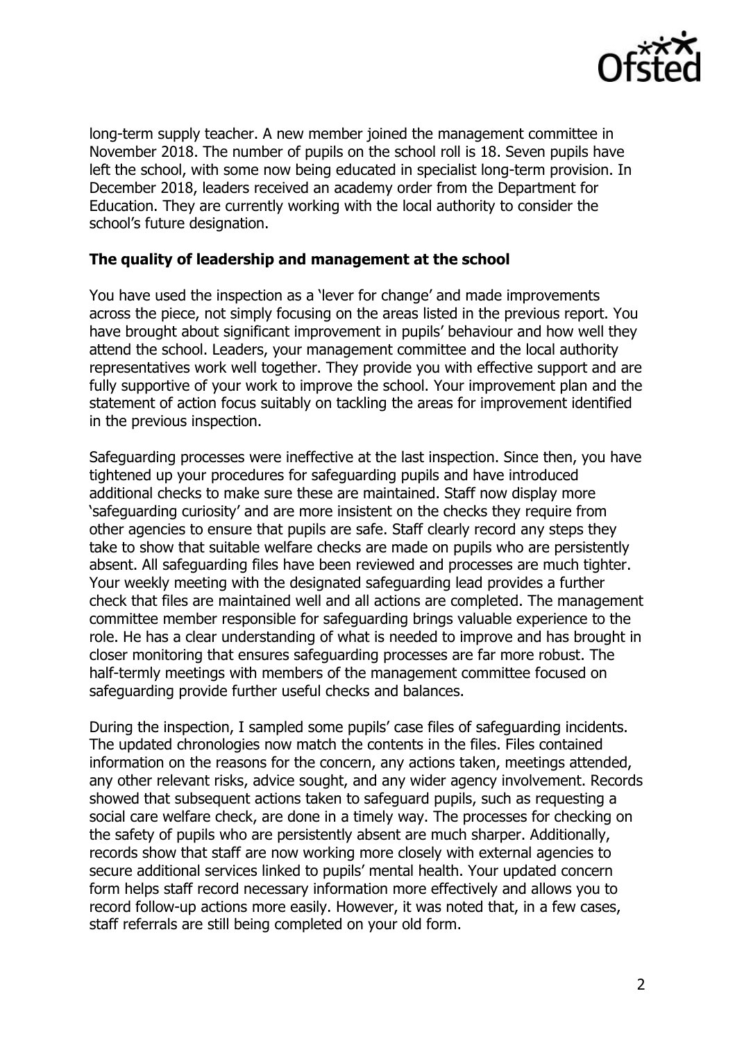long-term supply teacher. A new member joined the management committee in November 2018. The number of pupils on the school roll is 18. Seven pupils have left the school, with some now being educated in specialist long-term provision. In December 2018, leaders received an academy order from the Department for Education. They are currently working with the local authority to consider the school's future designation.

**The quality of leadership and management at the school**

You have used the inspection as a 'lever for change' and made improvements across the piece, not simply focusing on the areas listed in the previous report. You have brought about significant improvement in pupils' behaviour and how well they attend the school. Leaders, your management committee and the local authority representatives work well together. They provide you with effective support and are fully supportive of your work to improve the school. Your improvement plan and the statement of action focus suitably on tackling the areas for improvement identified in the previous inspection.

Safeguarding processes were ineffective at the last inspection. Since then, you have tightened up your procedures for safeguarding pupils and have introduced additional checks to make sure these are maintained. Staff now display more 'safeguarding curiosity' and are more insistent on the checks they require from other agencies to ensure that pupils are safe. Staff clearly record any steps they take to show that suitable welfare checks are made on pupils who are persistently absent. All safeguarding files have been reviewed and processes are much tighter. Your weekly meeting with the designated safeguarding lead provides a further check that files are maintained well and all actions are completed. The management committee member responsible for safeguarding brings valuable experience to the role. He has a clear understanding of what is needed to improve and has brought in closer monitoring that ensures safeguarding processes are far more robust. The half-termly meetings with members of the management committee focused on safeguarding provide further useful checks and balances.

During the inspection, I sampled some pupils' case files of safeguarding incidents. The updated chronologies now match the contents in the files. Files contained information on the reasons for the concern, any actions taken, meetings attended, any other relevant risks, advice sought, and any wider agency involvement. Records showed that subsequent actions taken to safeguard pupils, such as requesting a social care welfare check, are done in a timely way. The processes for checking on the safety of pupils who are persistently absent are much sharper. Additionally, records show that staff are now working more closely with external agencies to secure additional services linked to pupils' mental health. Your updated concern form helps staff record necessary information more effectively and allows you to record follow-up actions more easily. However, it was noted that, in a few cases, staff referrals are still being completed on your old form.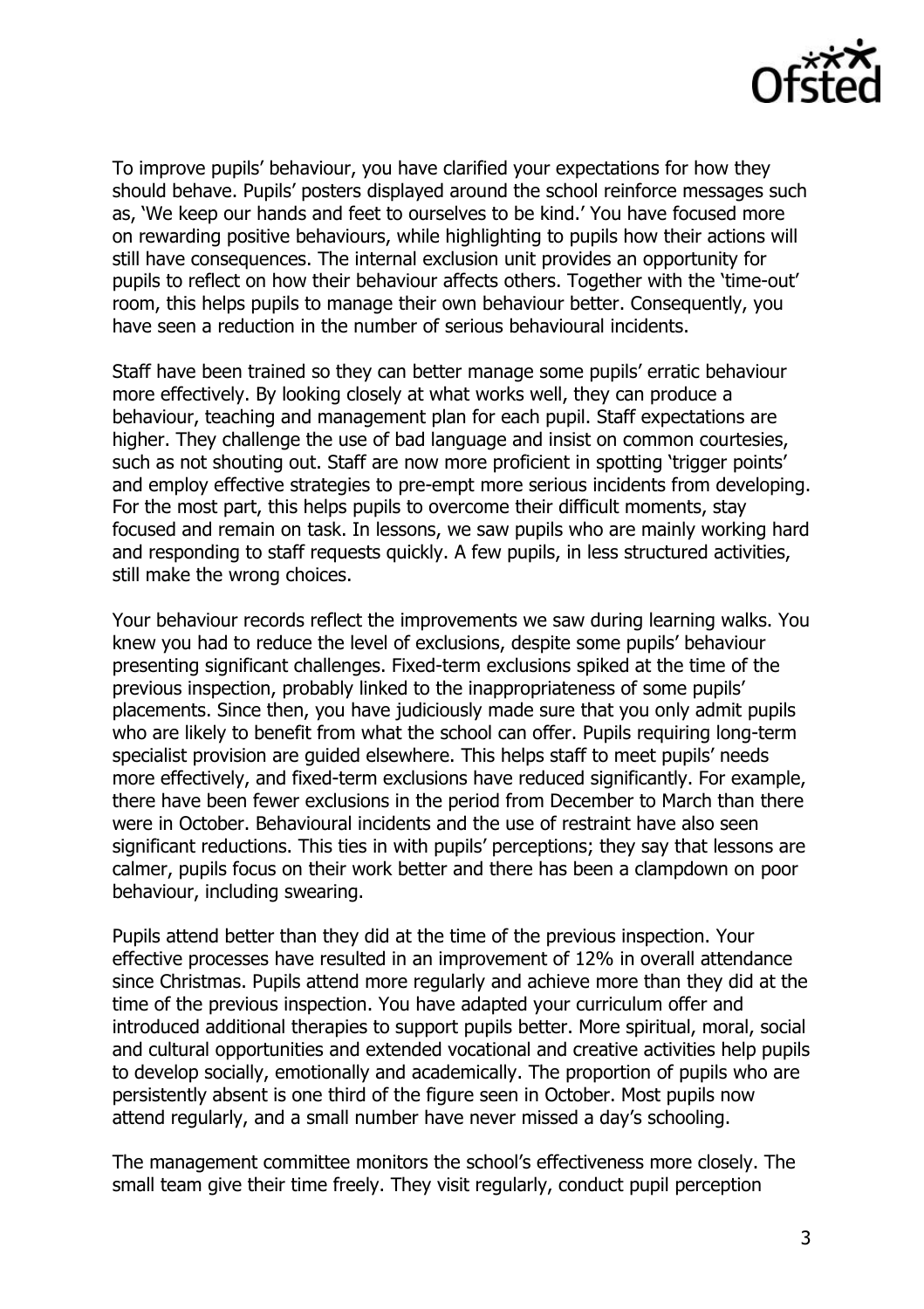To improve pupils' behaviour, you have clarified your expectations for how they should behave. Pupils' posters displayed around the school reinforce messages such as, 'We keep our hands and feet to ourselves to be kind.' You have focused more on rewarding positive behaviours, while highlighting to pupils how their actions will still have consequences. The internal exclusion unit provides an opportunity for pupils to reflect on how their behaviour affects others. Together with the 'time-out' room, this helps pupils to manage their own behaviour better. Consequently, you have seen a reduction in the number of serious behavioural incidents.

Staff have been trained so they can better manage some pupils' erratic behaviour more effectively. By looking closely at what works well, they can produce a behaviour, teaching and management plan for each pupil. Staff expectations are higher. They challenge the use of bad language and insist on common courtesies, such as not shouting out. Staff are now more proficient in spotting 'trigger points' and employ effective strategies to pre-empt more serious incidents from developing. For the most part, this helps pupils to overcome their difficult moments, stay focused and remain on task. In lessons, we saw pupils who are mainly working hard and responding to staff requests quickly. A few pupils, in less structured activities, still make the wrong choices.

Your behaviour records reflect the improvements we saw during learning walks. You knew you had to reduce the level of exclusions, despite some pupils' behaviour presenting significant challenges. Fixed-term exclusions spiked at the time of the previous inspection, probably linked to the inappropriateness of some pupils' placements. Since then, you have judiciously made sure that you only admit pupils who are likely to benefit from what the school can offer. Pupils requiring long-term specialist provision are guided elsewhere. This helps staff to meet pupils' needs more effectively, and fixed-term exclusions have reduced significantly. For example, there have been fewer exclusions in the period from December to March than there were in October. Behavioural incidents and the use of restraint have also seen significant reductions. This ties in with pupils' perceptions; they say that lessons are calmer, pupils focus on their work better and there has been a clampdown on poor behaviour, including swearing.

Pupils attend better than they did at the time of the previous inspection. Your effective processes have resulted in an improvement of 12% in overall attendance since Christmas. Pupils attend more regularly and achieve more than they did at the time of the previous inspection. You have adapted your curriculum offer and introduced additional therapies to support pupils better. More spiritual, moral, social and cultural opportunities and extended vocational and creative activities help pupils to develop socially, emotionally and academically. The proportion of pupils who are persistently absent is one third of the figure seen in October. Most pupils now attend regularly, and a small number have never missed a day's schooling.

The management committee monitors the school's effectiveness more closely. The small team give their time freely. They visit regularly, conduct pupil perception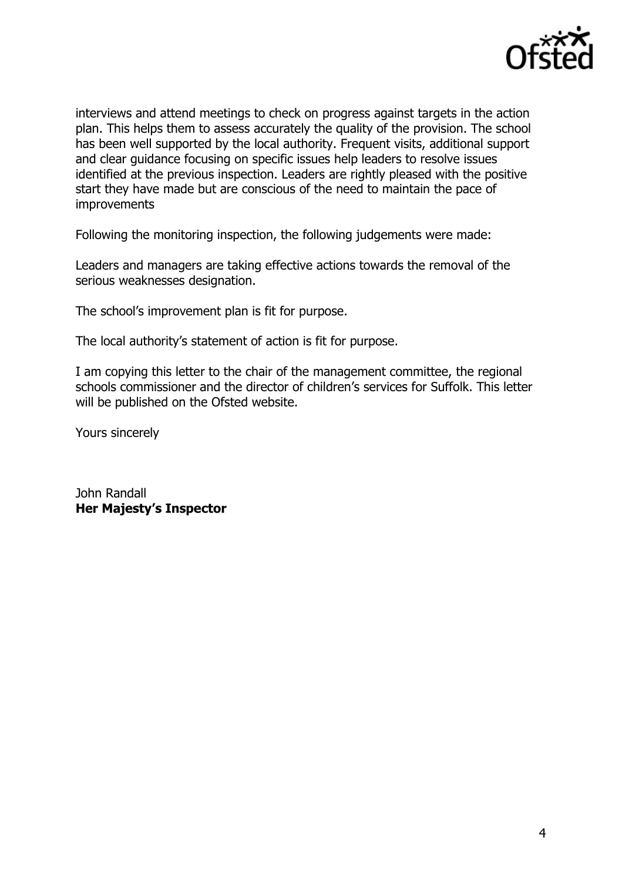interviews and attend meetings to check on progress against targets in the action plan. This helps them to assess accurately the quality of the provision. The school has been well supported by the local authority. Frequent visits, additional support and clear guidance focusing on specific issues help leaders to resolve issues identified at the previous inspection. Leaders are rightly pleased with the positive start they have made but are conscious of the need to maintain the pace of improvements

Following the monitoring inspection, the following judgements were made:

Leaders and managers are taking effective actions towards the removal of the serious weaknesses designation.

The school's improvement plan is fit for purpose.

The local authority's statement of action is fit for purpose.

I am copying this letter to the chair of the management committee, the regional schools commissioner and the director of children's services for Suffolk. This letter will be published on the Ofsted website.

Yours sincerely

John Randall
**Her Majesty's Inspector**